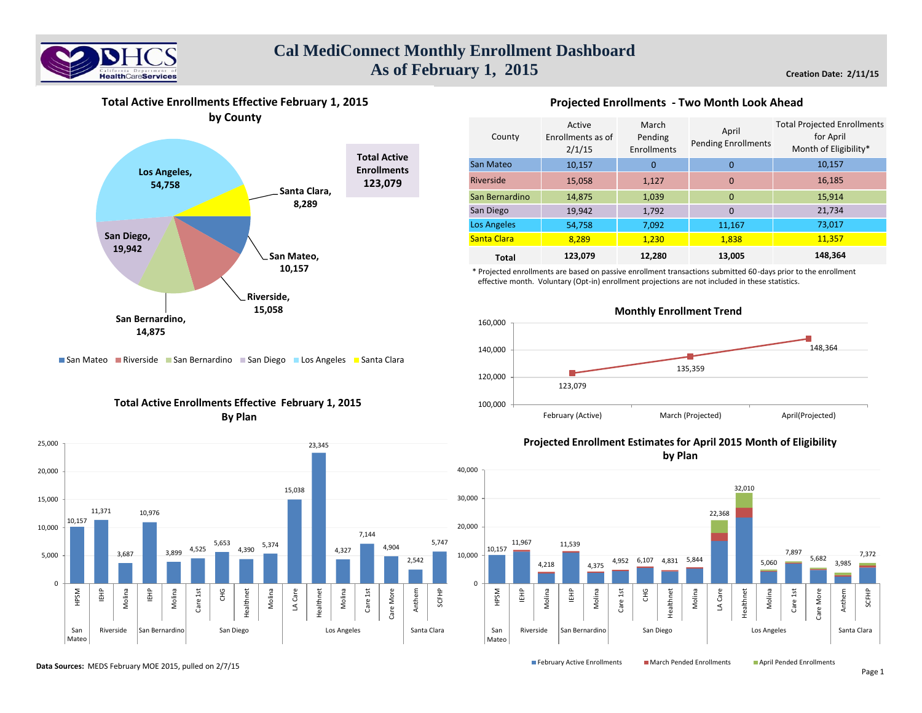# Cal MediConnect Monthly Enrollment Dashboard
## As of February 1, 2015

**Creation Date: 2/11/15**

### Total Active Enrollments Effective February 1, 2015 by County

**Total Active Enrollments 123,079**

- Los Angeles, 54,758
- Santa Clara, 8,289
- San Mateo, 10,157
- Riverside, 15,058
- San Bernardino, 14,875
- San Diego, 19,942

### Projected Enrollments - Two Month Look Ahead

| County | Active Enrollments as of 2/1/15 | March Pending Enrollments | April Pending Enrollments | Total Projected Enrollments for April Month of Eligibility* |
|---|---|---|---|---|
| San Mateo | 10,157 | 0 | 0 | 10,157 |
| Riverside | 15,058 | 1,127 | 0 | 16,185 |
| San Bernardino | 14,875 | 1,039 | 0 | 15,914 |
| San Diego | 19,942 | 1,792 | 0 | 21,734 |
| Los Angeles | 54,758 | 7,092 | 11,167 | 73,017 |
| Santa Clara | 8,289 | 1,230 | 1,838 | 11,357 |
| **Total** | **123,079** | **12,280** | **13,005** | **148,364** |

* Projected enrollments are based on passive enrollment transactions submitted 60-days prior to the enrollment effective month. Voluntary (Opt-in) enrollment projections are not included in these statistics.

### Monthly Enrollment Trend

| Month | Enrollment |
|---|---|
| February (Active) | 123,079 |
| March (Projected) | 135,359 |
| April(Projected) | 148,364 |

### Total Active Enrollments Effective February 1, 2015 By Plan

| County | Plan | Enrollments |
|---|---|---|
| San Mateo | HPSM | 10,157 |
| Riverside | IEHP | 11,371 |
| Riverside | Molina | 3,687 |
| San Bernardino | IEHP | 10,976 |
| San Bernardino | Molina | 3,899 |
| San Diego | Care 1st | 4,525 |
| San Diego | CHG | 5,653 |
| San Diego | Healthnet | 4,390 |
| San Diego | Molina | 5,374 |
| Los Angeles | LA Care | 15,038 |
| Los Angeles | Healthnet | 23,345 |
| Los Angeles | Molina | 4,327 |
| Los Angeles | Care 1st | 7,144 |
| Los Angeles | Care More | 4,904 |
| Santa Clara | Anthem | 2,542 |
| Santa Clara | SCFHP | 5,747 |

### Projected Enrollment Estimates for April 2015 Month of Eligibility by Plan

| County | Plan | Total (February Active + March Pended + April Pended) |
|---|---|---|
| San Mateo | HPSM | 10,157 |
| Riverside | IEHP | 11,967 |
| Riverside | Molina | 4,218 |
| San Bernardino | IEHP | 11,539 |
| San Bernardino | Molina | 4,375 |
| San Diego | Care 1st | 4,952 |
| San Diego | CHG | 6,107 |
| San Diego | Healthnet | 4,831 |
| San Diego | Molina | 5,844 |
| Los Angeles | LA Care | 22,368 |
| Los Angeles | Healthnet | 32,010 |
| Los Angeles | Molina | 5,060 |
| Los Angeles | Care 1st | 7,897 |
| Los Angeles | Care More | 5,682 |
| Santa Clara | Anthem | 3,985 |
| Santa Clara | SCFHP | 7,372 |

February Active Enrollments | March Pended Enrollments | April Pended Enrollments

**Data Sources:** MEDS February MOE 2015, pulled on 2/7/15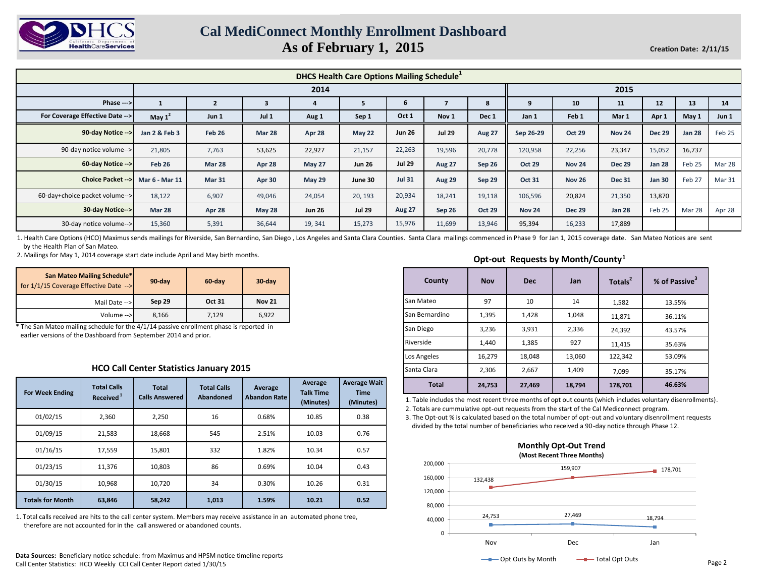# Cal MediConnect Monthly Enrollment Dashboard
## As of February 1, 2015

Creation Date: 2/11/15

### DHCS Health Care Options Mailing Schedule[1]

| | 2014 | | | | | | | | 2015 | | | | | |
|---|---|---|---|---|---|---|---|---|---|---|---|---|---|---|
| **Phase --->** | 1 | 2 | 3 | 4 | 5 | 6 | 7 | 8 | 9 | 10 | 11 | 12 | 13 | 14 |
| **For Coverage Effective Date -->** | May 1[2] | Jun 1 | Jul 1 | Aug 1 | Sep 1 | Oct 1 | Nov 1 | Dec 1 | Jan 1 | Feb 1 | Mar 1 | Apr 1 | May 1 | Jun 1 |
| **90-day Notice -->** | Jan 2 & Feb 3 | Feb 26 | Mar 28 | Apr 28 | May 22 | Jun 26 | Jul 29 | Aug 27 | Sep 26-29 | Oct 29 | Nov 24 | Dec 29 | Jan 28 | Feb 25 |
| 90-day notice volume--> | 21,805 | 7,763 | 53,625 | 22,927 | 21,157 | 22,263 | 19,596 | 20,778 | 120,958 | 22,256 | 23,347 | 15,052 | 16,737 | |
| **60-day Notice -->** | Feb 26 | Mar 28 | Apr 28 | May 27 | Jun 26 | Jul 29 | Aug 27 | Sep 26 | Oct 29 | Nov 24 | Dec 29 | Jan 28 | Feb 25 | Mar 28 |
| **Choice Packet -->** | Mar 6 - Mar 11 | Mar 31 | Apr 30 | May 29 | June 30 | Jul 31 | Aug 29 | Sep 29 | Oct 31 | Nov 26 | Dec 31 | Jan 30 | Feb 27 | Mar 31 |
| 60-day+choice packet volume--> | 18,122 | 6,907 | 49,046 | 24,054 | 20, 193 | 20,934 | 18,241 | 19,118 | 106,596 | 20,824 | 21,350 | 13,870 | | |
| **30-day Notice-->** | Mar 28 | Apr 28 | May 28 | Jun 26 | Jul 29 | Aug 27 | Sep 26 | Oct 29 | Nov 24 | Dec 29 | Jan 28 | Feb 25 | Mar 28 | Apr 28 |
| 30-day notice volume--> | 15,360 | 5,391 | 36,644 | 19, 341 | 15,273 | 15,976 | 11,699 | 13,946 | 95,394 | 16,233 | 17,889 | | | |

1. Health Care Options (HCO) Maximus sends mailings for Riverside, San Bernardino, San Diego , Los Angeles and Santa Clara Counties. Santa Clara mailings commenced in Phase 9 for Jan 1, 2015 coverage date. San Mateo Notices are sent by the Health Plan of San Mateo.
2. Mailings for May 1, 2014 coverage start date include April and May birth months.

| **San Mateo Mailing Schedule*** for 1/1/15 Coverage Effective Date --> | 90-day | 60-day | 30-day |
|---|---|---|---|
| Mail Date --> | Sep 29 | Oct 31 | Nov 21 |
| Volume --> | 8,166 | 7,129 | 6,922 |

* The San Mateo mailing schedule for the 4/1/14 passive enrollment phase is reported in earlier versions of the Dashboard from September 2014 and prior.

### HCO Call Center Statistics January 2015

| For Week Ending | Total Calls Received[1] | Total Calls Answered | Total Calls Abandoned | Average Abandon Rate | Average Talk Time (Minutes) | Average Wait Time (Minutes) |
|---|---|---|---|---|---|---|
| 01/02/15 | 2,360 | 2,250 | 16 | 0.68% | 10.85 | 0.38 |
| 01/09/15 | 21,583 | 18,668 | 545 | 2.51% | 10.03 | 0.76 |
| 01/16/15 | 17,559 | 15,801 | 332 | 1.82% | 10.34 | 0.57 |
| 01/23/15 | 11,376 | 10,803 | 86 | 0.69% | 10.04 | 0.43 |
| 01/30/15 | 10,968 | 10,720 | 34 | 0.30% | 10.26 | 0.31 |
| **Totals for Month** | **63,846** | **58,242** | **1,013** | **1.59%** | **10.21** | **0.52** |

1. Total calls received are hits to the call center system. Members may receive assistance in an automated phone tree, therefore are not accounted for in the call answered or abandoned counts.

### Opt-out Requests by Month/County[1]

| County | Nov | Dec | Jan | Totals[2] | % of Passive[3] |
|---|---|---|---|---|---|
| San Mateo | 97 | 10 | 14 | 1,582 | 13.55% |
| San Bernardino | 1,395 | 1,428 | 1,048 | 11,871 | 36.11% |
| San Diego | 3,236 | 3,931 | 2,336 | 24,392 | 43.57% |
| Riverside | 1,440 | 1,385 | 927 | 11,415 | 35.63% |
| Los Angeles | 16,279 | 18,048 | 13,060 | 122,342 | 53.09% |
| Santa Clara | 2,306 | 2,667 | 1,409 | 7,099 | 35.17% |
| **Total** | **24,753** | **27,469** | **18,794** | **178,701** | **46.63%** |

1. Table includes the most recent three months of opt out counts (which includes voluntary disenrollments).
2. Totals are cummulative opt-out requests from the start of the Cal Mediconnect program.
3. The Opt-out % is calculated based on the total number of opt-out and voluntary disenrollment requests divided by the total number of beneficiaries who received a 90-day notice through Phase 12.

**Monthly Opt-Out Trend**
**(Most Recent Three Months)**

200,000
160,000
120,000
80,000
40,000
0

132,438
159,907
178,701
24,753
27,469
18,794

Nov
Dec
Jan

Opt Outs by Month
Total Opt Outs

**Data Sources:** Beneficiary notice schedule: from Maximus and HPSM notice timeline reports
Call Center Statistics: HCO Weekly CCI Call Center Report dated 1/30/15